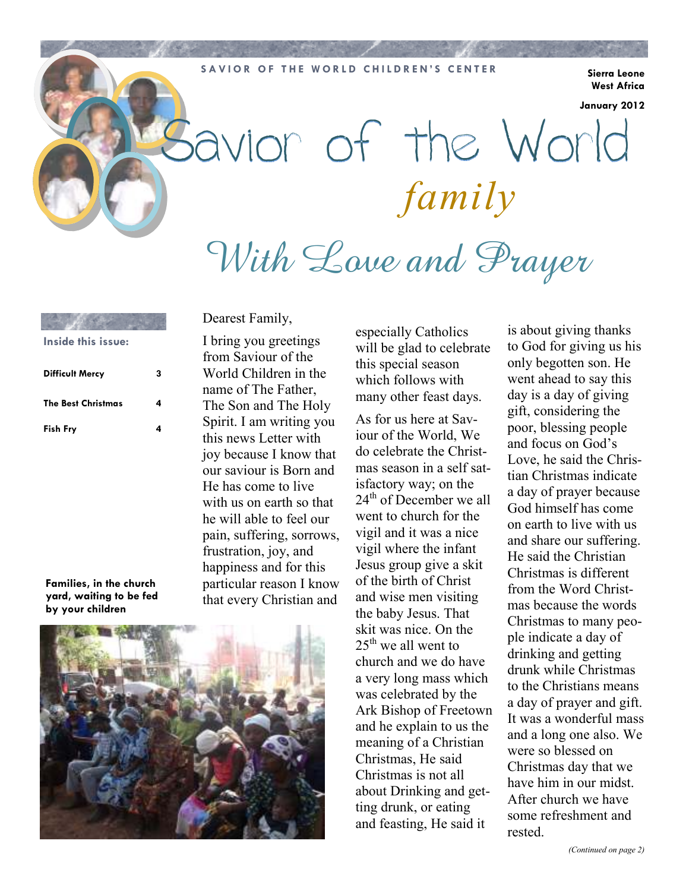SAVIOR OF THE WORLD CHILDREN'S CENTER

**Sierra Leone**
**West Africa**

**January 2012**

# Savior of the World *family*

## With Love and Prayer

**Inside this issue:**

| | |
|---|---|
| **Difficult Mercy** | **3** |
| **The Best Christmas** | **4** |
| **Fish Fry** | **4** |

Dearest Family,

I bring you greetings from Saviour of the World Children in the name of The Father, The Son and The Holy Spirit. I am writing you this news Letter with joy because I know that our saviour is Born and He has come to live with us on earth so that he will able to feel our pain, suffering, sorrows, frustration, joy, and happiness and for this particular reason I know that every Christian and especially Catholics will be glad to celebrate this special season which follows with many other feast days.

As for us here at Saviour of the World, We do celebrate the Christmas season in a self satisfactory way; on the 24th of December we all went to church for the vigil and it was a nice vigil where the infant Jesus group give a skit of the birth of Christ and wise men visiting the baby Jesus. That skit was nice. On the 25th we all went to church and we do have a very long mass which was celebrated by the Ark Bishop of Freetown and he explain to us the meaning of a Christian Christmas, He said Christmas is not all about Drinking and getting drunk, or eating and feasting, He said it is about giving thanks to God for giving us his only begotten son. He went ahead to say this day is a day of giving gift, considering the poor, blessing people and focus on God's Love, he said the Christian Christmas indicate a day of prayer because God himself has come on earth to live with us and share our suffering. He said the Christian Christmas is different from the Word Christmas because the words Christmas to many people indicate a day of drinking and getting drunk while Christmas to the Christians means a day of prayer and gift. It was a wonderful mass and a long one also. We were so blessed on Christmas day that we have him in our midst. After church we have some refreshment and rested.

*(Continued on page 2)*

**Families, in the church yard, waiting to be fed by your children**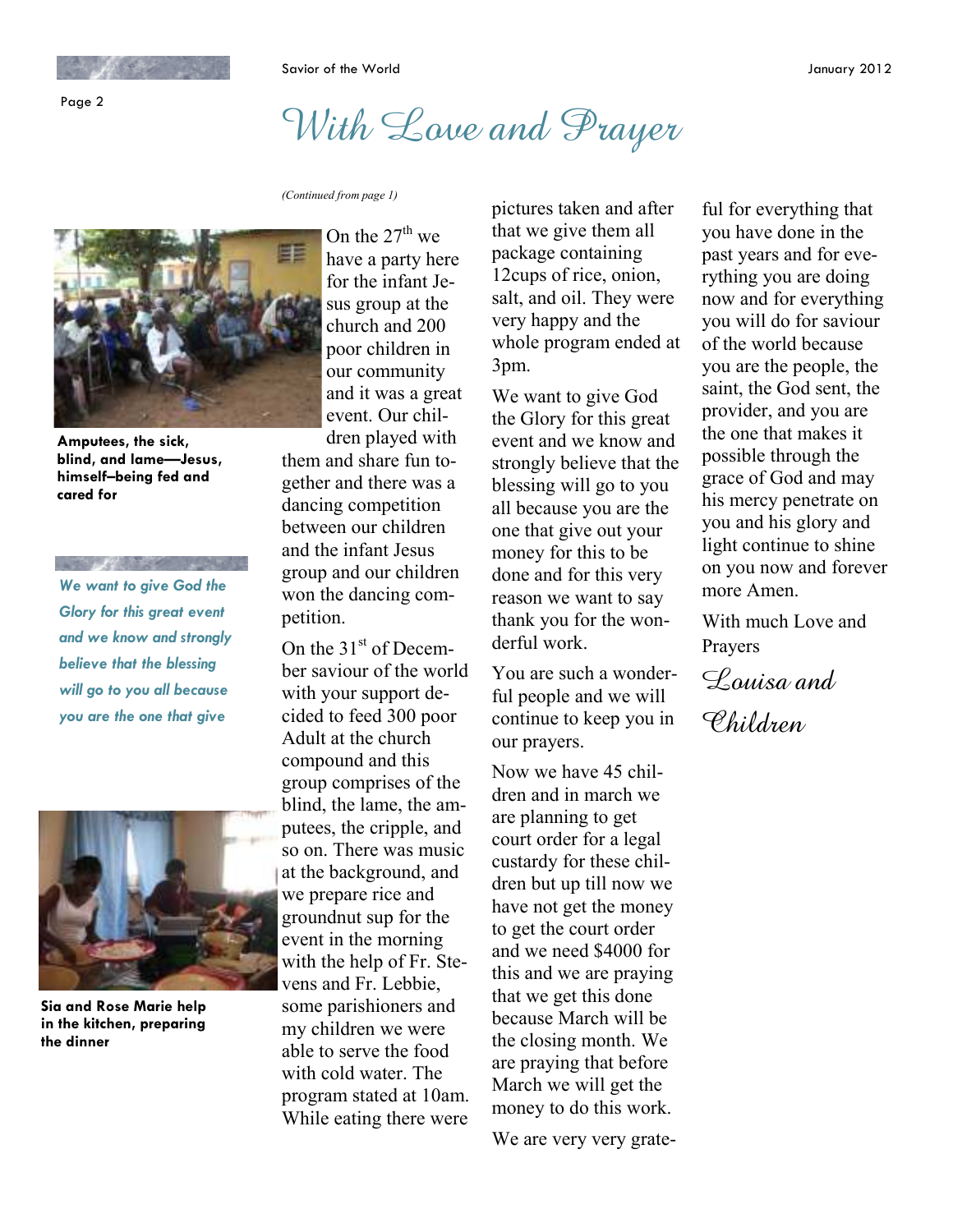# With Love and Prayer

*(Continued from page 1)*

On the 27th we have a party here for the infant Jesus group at the church and 200 poor children in our community and it was a great event. Our children played with them and share fun together and there was a dancing competition between our children and the infant Jesus group and our children won the dancing competition.

On the 31st of December saviour of the world with your support decided to feed 300 poor Adult at the church compound and this group comprises of the blind, the lame, the amputees, the cripple, and so on. There was music at the background, and we prepare rice and groundnut sup for the event in the morning with the help of Fr. Stevens and Fr. Lebbie, some parishioners and my children we were able to serve the food with cold water. The program stated at 10am. While eating there were pictures taken and after that we give them all package containing 12cups of rice, onion, salt, and oil. They were very happy and the whole program ended at 3pm.

We want to give God the Glory for this great event and we know and strongly believe that the blessing will go to you all because you are the one that give out your money for this to be done and for this very reason we want to say thank you for the wonderful work.

You are such a wonderful people and we will continue to keep you in our prayers.

Now we have 45 children and in march we are planning to get court order for a legal custardy for these children but up till now we have not get the money to get the court order and we need $4000 for this and we are praying that we get this done because March will be the closing month. We are praying that before March we will get the money to do this work.

We are very very grateful for everything that you have done in the past years and for everything you are doing now and for everything you will do for saviour of the world because you are the people, the saint, the God sent, the provider, and you are the one that makes it possible through the grace of God and may his mercy penetrate on you and his glory and light continue to shine on you now and forever more Amen.

With much Love and Prayers

*Louisa and Children*

**Amputees, the sick, blind, and lame—Jesus, himself–being fed and cared for**

*We want to give God the Glory for this great event and we know and strongly believe that the blessing will go to you all because you are the one that give*

**Sia and Rose Marie help in the kitchen, preparing the dinner**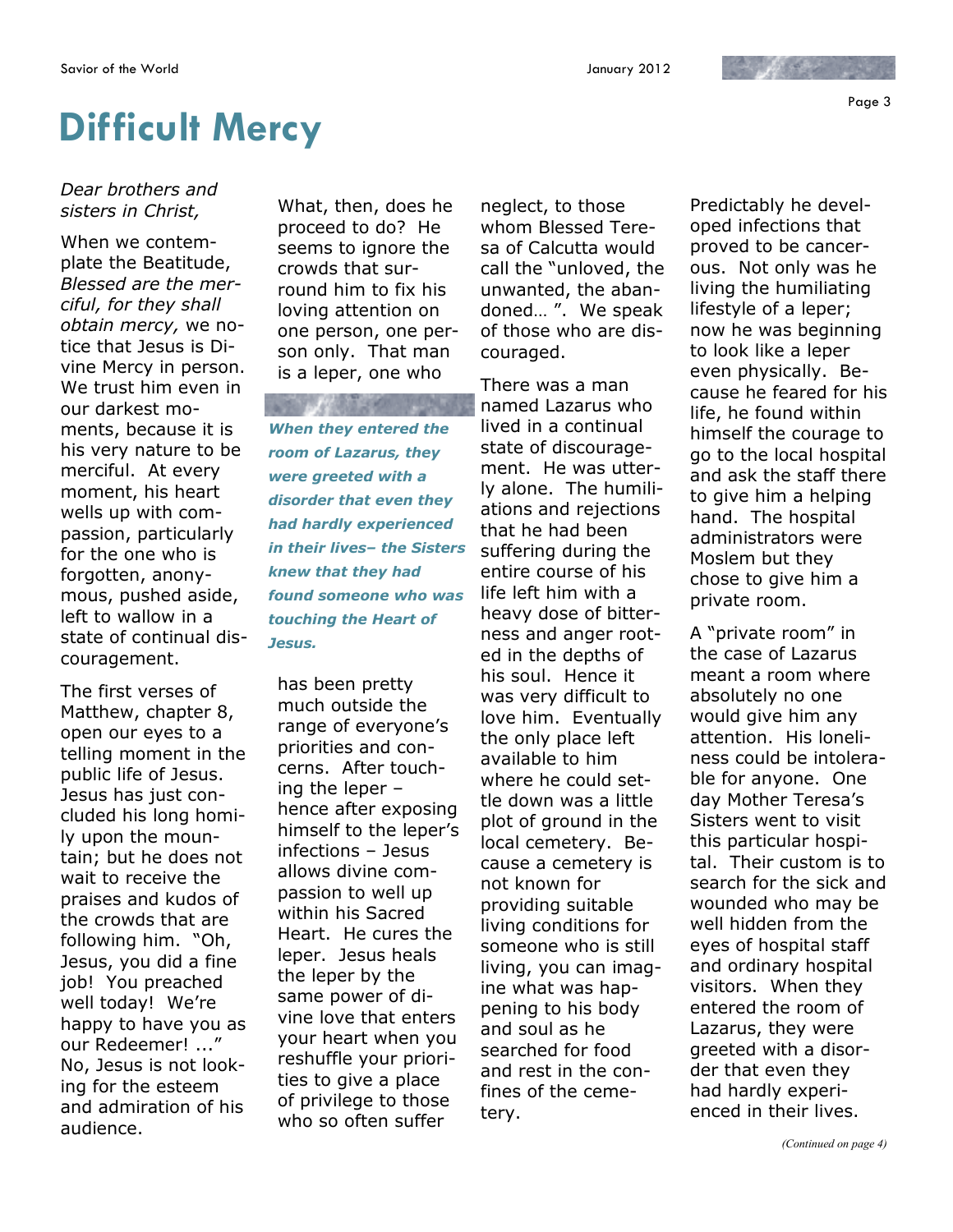# Difficult Mercy

*Dear brothers and sisters in Christ,*

When we contemplate the Beatitude, *Blessed are the merciful, for they shall obtain mercy,* we notice that Jesus is Divine Mercy in person. We trust him even in our darkest moments, because it is his very nature to be merciful. At every moment, his heart wells up with compassion, particularly for the one who is forgotten, anonymous, pushed aside, left to wallow in a state of continual discouragement.

The first verses of Matthew, chapter 8, open our eyes to a telling moment in the public life of Jesus. Jesus has just concluded his long homily upon the mountain; but he does not wait to receive the praises and kudos of the crowds that are following him. "Oh, Jesus, you did a fine job! You preached well today! We're happy to have you as our Redeemer! ..." No, Jesus is not looking for the esteem and admiration of his audience.

What, then, does he proceed to do? He seems to ignore the crowds that surround him to fix his loving attention on one person, one person only. That man is a leper, one who has been pretty much outside the range of everyone's priorities and concerns. After touching the leper – hence after exposing himself to the leper's infections – Jesus allows divine compassion to well up within his Sacred Heart. He cures the leper. Jesus heals the leper by the same power of divine love that enters your heart when you reshuffle your priorities to give a place of privilege to those who so often suffer neglect, to those whom Blessed Teresa of Calcutta would call the "unloved, the unwanted, the abandoned… ". We speak of those who are discouraged.

***When they entered the room of Lazarus, they were greeted with a disorder that even they had hardly experienced in their lives– the Sisters knew that they had found someone who was touching the Heart of Jesus.***

There was a man named Lazarus who lived in a continual state of discouragement. He was utterly alone. The humiliations and rejections that he had been suffering during the entire course of his life left him with a heavy dose of bitterness and anger rooted in the depths of his soul. Hence it was very difficult to love him. Eventually the only place left available to him where he could settle down was a little plot of ground in the local cemetery. Because a cemetery is not known for providing suitable living conditions for someone who is still living, you can imagine what was happening to his body and soul as he searched for food and rest in the confines of the cemetery.

Predictably he developed infections that proved to be cancerous. Not only was he living the humiliating lifestyle of a leper; now he was beginning to look like a leper even physically. Because he feared for his life, he found within himself the courage to go to the local hospital and ask the staff there to give him a helping hand. The hospital administrators were Moslem but they chose to give him a private room.

A "private room" in the case of Lazarus meant a room where absolutely no one would give him any attention. His loneliness could be intolerable for anyone. One day Mother Teresa's Sisters went to visit this particular hospital. Their custom is to search for the sick and wounded who may be well hidden from the eyes of hospital staff and ordinary hospital visitors. When they entered the room of Lazarus, they were greeted with a disorder that even they had hardly experienced in their lives.

*(Continued on page 4)*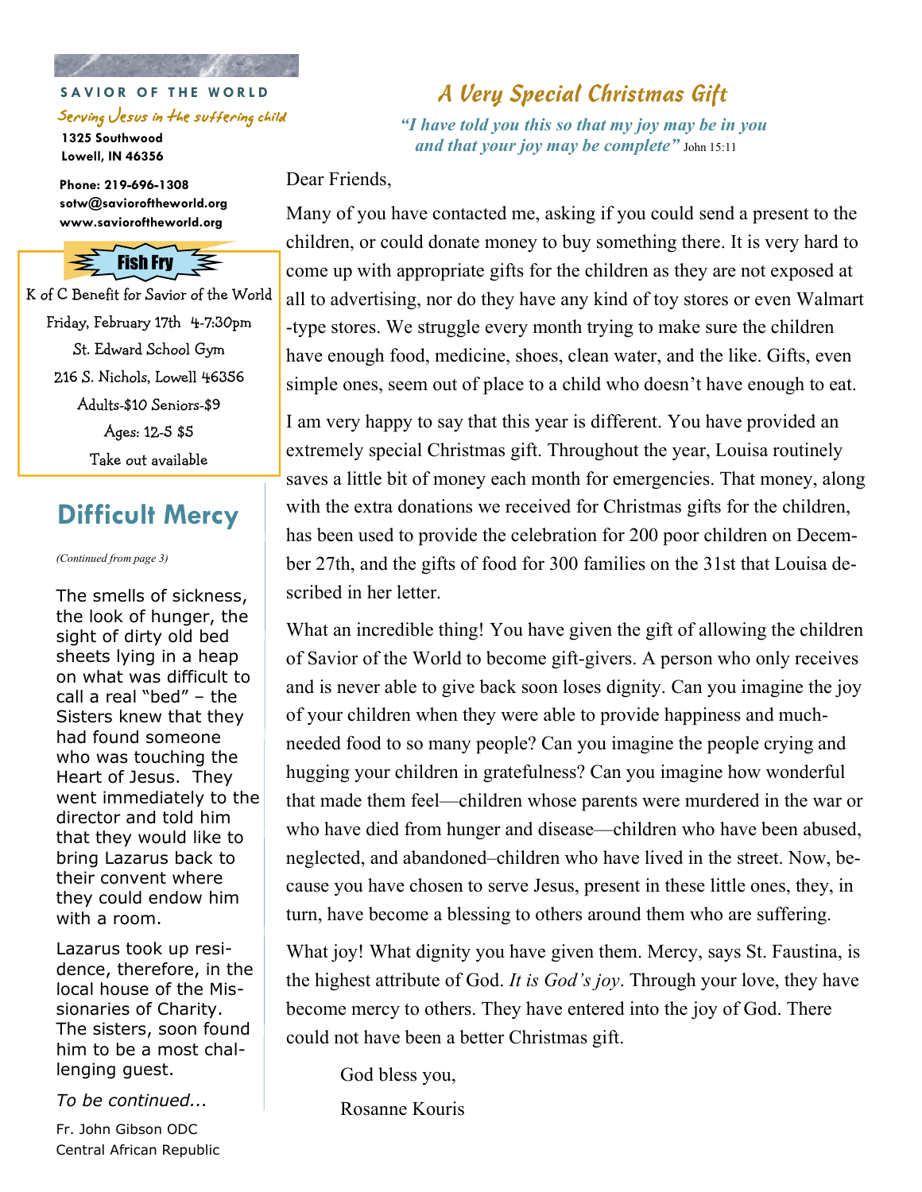**SAVIOR OF THE WORLD**

*Serving Jesus in the suffering child*

1325 Southwood
Lowell, IN 46356

Phone: 219-696-1308
sotw@savioroftheworld.org
www.savioroftheworld.org

**Fish Fry**

K of C Benefit for Savior of the World
Friday, February 17th 4-7:30pm
St. Edward School Gym
216 S. Nichols, Lowell 46356
Adults-$10 Seniors-$9
Ages: 12-5 $5
Take out available

## Difficult Mercy

*(Continued from page 3)*

The smells of sickness, the look of hunger, the sight of dirty old bed sheets lying in a heap on what was difficult to call a real "bed" – the Sisters knew that they had found someone who was touching the Heart of Jesus. They went immediately to the director and told him that they would like to bring Lazarus back to their convent where they could endow him with a room.

Lazarus took up residence, therefore, in the local house of the Missionaries of Charity. The sisters, soon found him to be a most challenging guest.

*To be continued...*

Fr. John Gibson ODC
Central African Republic

## A Very Special Christmas Gift

***"I have told you this so that my joy may be in you and that your joy may be complete"*** John 15:11

Dear Friends,

Many of you have contacted me, asking if you could send a present to the children, or could donate money to buy something there. It is very hard to come up with appropriate gifts for the children as they are not exposed at all to advertising, nor do they have any kind of toy stores or even Walmart-type stores. We struggle every month trying to make sure the children have enough food, medicine, shoes, clean water, and the like. Gifts, even simple ones, seem out of place to a child who doesn't have enough to eat.

I am very happy to say that this year is different. You have provided an extremely special Christmas gift. Throughout the year, Louisa routinely saves a little bit of money each month for emergencies. That money, along with the extra donations we received for Christmas gifts for the children, has been used to provide the celebration for 200 poor children on December 27th, and the gifts of food for 300 families on the 31st that Louisa described in her letter.

What an incredible thing! You have given the gift of allowing the children of Savior of the World to become gift-givers. A person who only receives and is never able to give back soon loses dignity. Can you imagine the joy of your children when they were able to provide happiness and much-needed food to so many people? Can you imagine the people crying and hugging your children in gratefulness? Can you imagine how wonderful that made them feel—children whose parents were murdered in the war or who have died from hunger and disease—children who have been abused, neglected, and abandoned–children who have lived in the street. Now, because you have chosen to serve Jesus, present in these little ones, they, in turn, have become a blessing to others around them who are suffering.

What joy! What dignity you have given them. Mercy, says St. Faustina, is the highest attribute of God. *It is God's joy*. Through your love, they have become mercy to others. They have entered into the joy of God. There could not have been a better Christmas gift.

God bless you,

Rosanne Kouris